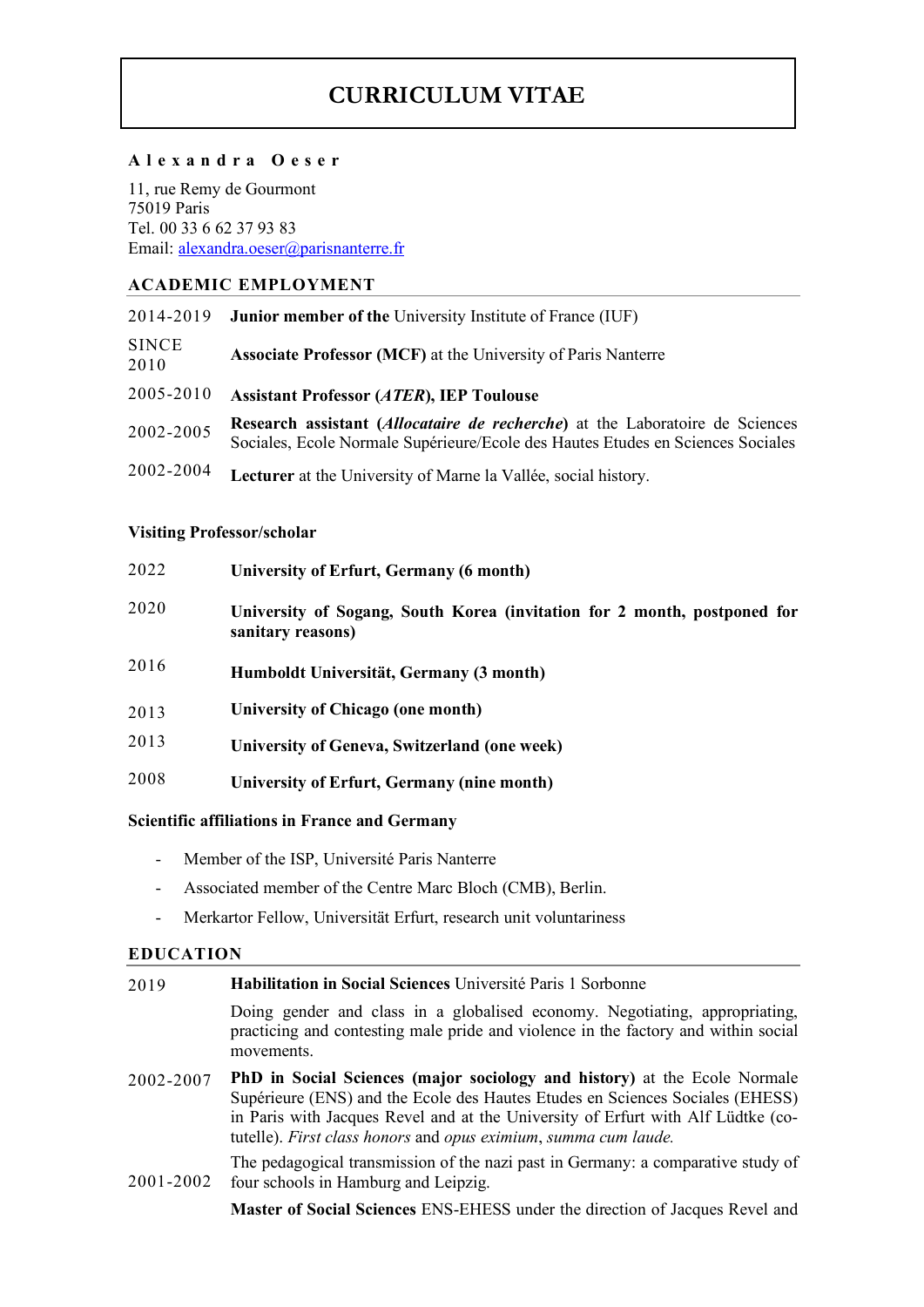# CURRICULUM VITAE

**Alexandra Oeser**

11, rue Remy de Gourmont
75019 Paris
Tel. 00 33 6 62 37 93 83
Email: alexandra.oeser@parisnanterre.fr

## ACADEMIC EMPLOYMENT

| | |
|---|---|
| 2014-2019 | **Junior member of the** University Institute of France (IUF) |
| SINCE 2010 | **Associate Professor (MCF)** at the University of Paris Nanterre |
| 2005-2010 | **Assistant Professor (*ATER*), IEP Toulouse** |
| 2002-2005 | **Research assistant (*Allocataire de recherche*)** at the Laboratoire de Sciences Sociales, Ecole Normale Supérieure/Ecole des Hautes Etudes en Sciences Sociales |
| 2002-2004 | **Lecturer** at the University of Marne la Vallée, social history. |

### Visiting Professor/scholar

| | |
|---|---|
| 2022 | **University of Erfurt, Germany (6 month)** |
| 2020 | **University of Sogang, South Korea (invitation for 2 month, postponed for sanitary reasons)** |
| 2016 | **Humboldt Universität, Germany (3 month)** |
| 2013 | **University of Chicago (one month)** |
| 2013 | **University of Geneva, Switzerland (one week)** |
| 2008 | **University of Erfurt, Germany (nine month)** |

### Scientific affiliations in France and Germany

- Member of the ISP, Université Paris Nanterre
- Associated member of the Centre Marc Bloch (CMB), Berlin.
- Merkartor Fellow, Universität Erfurt, research unit voluntariness

## EDUCATION

| | |
|---|---|
| 2019 | **Habilitation in Social Sciences** Université Paris 1 Sorbonne<br><br>Doing gender and class in a globalised economy. Negotiating, appropriating, practicing and contesting male pride and violence in the factory and within social movements. |
| 2002-2007 | **PhD in Social Sciences (major sociology and history)** at the Ecole Normale Supérieure (ENS) and the Ecole des Hautes Etudes en Sciences Sociales (EHESS) in Paris with Jacques Revel and at the University of Erfurt with Alf Lüdtke (co-tutelle). *First class honors* and *opus eximium*, *summa cum laude.*<br><br>The pedagogical transmission of the nazi past in Germany: a comparative study of four schools in Hamburg and Leipzig. |
| 2001-2002 | **Master of Social Sciences** ENS-EHESS under the direction of Jacques Revel and |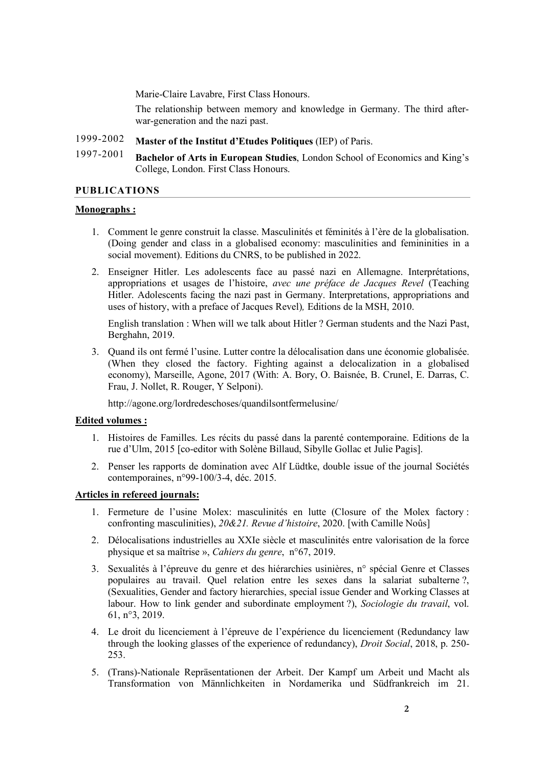Marie-Claire Lavabre, First Class Honours.

The relationship between memory and knowledge in Germany. The third after-war-generation and the nazi past.

1999-2002 **Master of the Institut d'Etudes Politiques** (IEP) of Paris.

1997-2001 **Bachelor of Arts in European Studies**, London School of Economics and King's College, London. First Class Honours.

## PUBLICATIONS

**Monographs :**

1. Comment le genre construit la classe. Masculinités et féminités à l'ère de la globalisation. (Doing gender and class in a globalised economy: masculinities and femininities in a social movement). Editions du CNRS, to be published in 2022.

2. Enseigner Hitler. Les adolescents face au passé nazi en Allemagne. Interprétations, appropriations et usages de l'histoire, *avec une préface de Jacques Revel* (Teaching Hitler. Adolescents facing the nazi past in Germany. Interpretations, appropriations and uses of history, with a preface of Jacques Revel)*,* Editions de la MSH, 2010.

   English translation : When will we talk about Hitler ? German students and the Nazi Past, Berghahn, 2019.

3. Quand ils ont fermé l'usine. Lutter contre la délocalisation dans une économie globalisée. (When they closed the factory. Fighting against a delocalization in a globalised economy), Marseille, Agone, 2017 (With: A. Bory, O. Baisnée, B. Crunel, E. Darras, C. Frau, J. Nollet, R. Rouger, Y Selponi).

   http://agone.org/lordredeschoses/quandilsontfermelusine/

**Edited volumes :**

1. Histoires de Familles. Les récits du passé dans la parenté contemporaine. Editions de la rue d'Ulm, 2015 [co-editor with Solène Billaud, Sibylle Gollac et Julie Pagis].

2. Penser les rapports de domination avec Alf Lüdtke, double issue of the journal Sociétés contemporaines, n°99-100/3-4, déc. 2015.

**Articles in refereed journals:**

1. Fermeture de l'usine Molex: masculinités en lutte (Closure of the Molex factory : confronting masculinities), *20&21. Revue d'histoire*, 2020. [with Camille Noûs]

2. Délocalisations industrielles au XXIe siècle et masculinités entre valorisation de la force physique et sa maîtrise », *Cahiers du genre*, n°67, 2019.

3. Sexualités à l'épreuve du genre et des hiérarchies usinières, n° spécial Genre et Classes populaires au travail. Quel relation entre les sexes dans la salariat subalterne ?, (Sexualities, Gender and factory hierarchies, special issue Gender and Working Classes at labour. How to link gender and subordinate employment ?), *Sociologie du travail*, vol. 61, n°3, 2019.

4. Le droit du licenciement à l'épreuve de l'expérience du licenciement (Redundancy law through the looking glasses of the experience of redundancy), *Droit Social*, 2018, p. 250-253.

5. (Trans)-Nationale Repräsentationen der Arbeit. Der Kampf um Arbeit und Macht als Transformation von Männlichkeiten in Nordamerika und Südfrankreich im 21.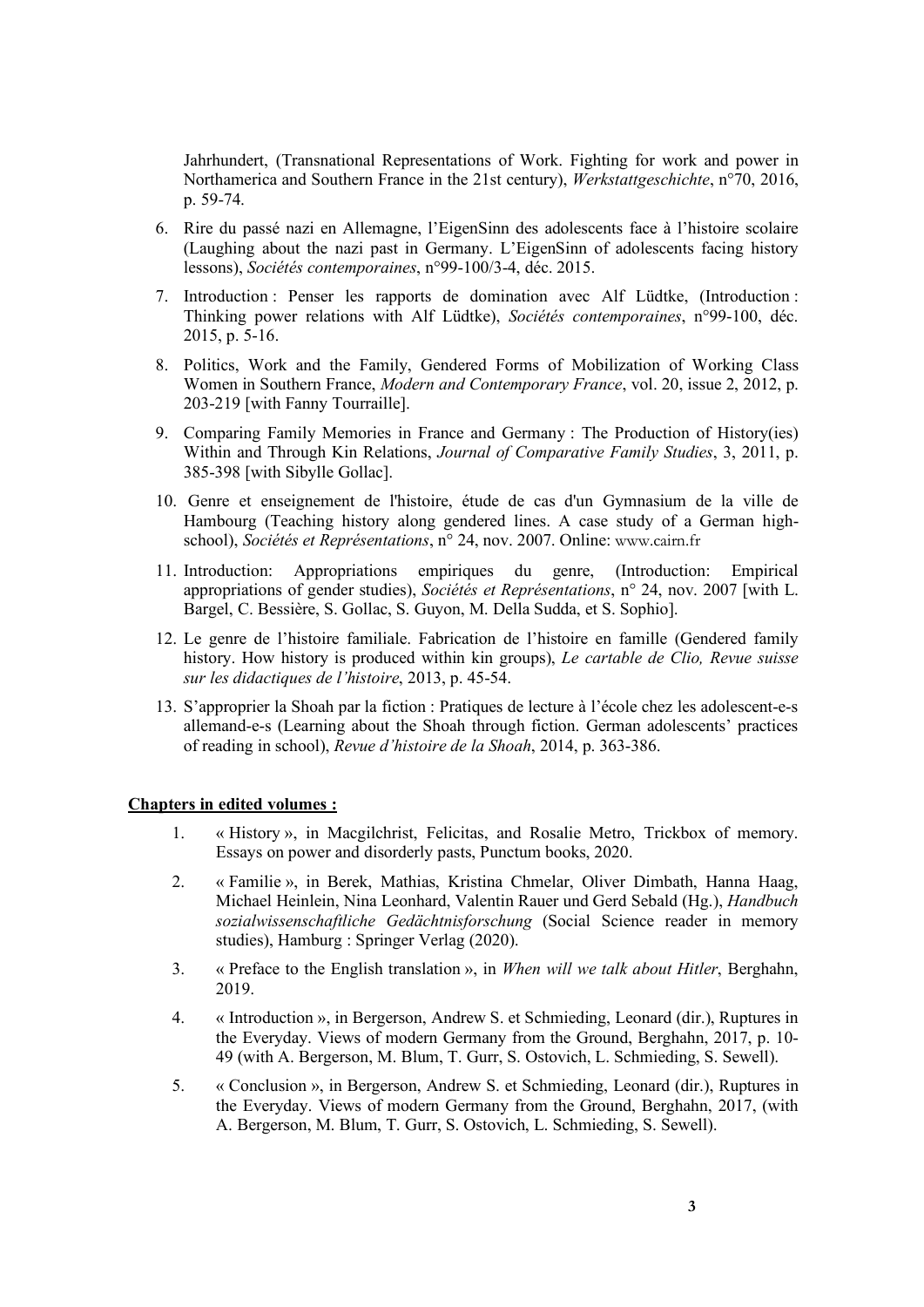Jahrhundert, (Transnational Representations of Work. Fighting for work and power in Northamerica and Southern France in the 21st century), *Werkstattgeschichte*, n°70, 2016, p. 59-74.

6. Rire du passé nazi en Allemagne, l'EigenSinn des adolescents face à l'histoire scolaire (Laughing about the nazi past in Germany. L'EigenSinn of adolescents facing history lessons), *Sociétés contemporaines*, n°99-100/3-4, déc. 2015.
7. Introduction : Penser les rapports de domination avec Alf Lüdtke, (Introduction : Thinking power relations with Alf Lüdtke), *Sociétés contemporaines*, n°99-100, déc. 2015, p. 5-16.
8. Politics, Work and the Family, Gendered Forms of Mobilization of Working Class Women in Southern France, *Modern and Contemporary France*, vol. 20, issue 2, 2012, p. 203-219 [with Fanny Tourraille].
9. Comparing Family Memories in France and Germany : The Production of History(ies) Within and Through Kin Relations, *Journal of Comparative Family Studies*, 3, 2011, p. 385-398 [with Sibylle Gollac].
10. Genre et enseignement de l'histoire, étude de cas d'un Gymnasium de la ville de Hambourg (Teaching history along gendered lines. A case study of a German high-school), *Sociétés et Représentations*, n° 24, nov. 2007. Online: www.cairn.fr
11. Introduction: Appropriations empiriques du genre, (Introduction: Empirical appropriations of gender studies), *Sociétés et Représentations*, n° 24, nov. 2007 [with L. Bargel, C. Bessière, S. Gollac, S. Guyon, M. Della Sudda, et S. Sophio].
12. Le genre de l'histoire familiale. Fabrication de l'histoire en famille (Gendered family history. How history is produced within kin groups), *Le cartable de Clio, Revue suisse sur les didactiques de l'histoire*, 2013, p. 45-54.
13. S'approprier la Shoah par la fiction : Pratiques de lecture à l'école chez les adolescent-e-s allemand-e-s (Learning about the Shoah through fiction. German adolescents' practices of reading in school), *Revue d'histoire de la Shoah*, 2014, p. 363-386.

**Chapters in edited volumes :**

1. « History », in Macgilchrist, Felicitas, and Rosalie Metro, Trickbox of memory. Essays on power and disorderly pasts, Punctum books, 2020.
2. « Familie », in Berek, Mathias, Kristina Chmelar, Oliver Dimbath, Hanna Haag, Michael Heinlein, Nina Leonhard, Valentin Rauer und Gerd Sebald (Hg.), *Handbuch sozialwissenschaftliche Gedächtnisforschung* (Social Science reader in memory studies), Hamburg : Springer Verlag (2020).
3. « Preface to the English translation », in *When will we talk about Hitler*, Berghahn, 2019.
4. « Introduction », in Bergerson, Andrew S. et Schmieding, Leonard (dir.), Ruptures in the Everyday. Views of modern Germany from the Ground, Berghahn, 2017, p. 10-49 (with A. Bergerson, M. Blum, T. Gurr, S. Ostovich, L. Schmieding, S. Sewell).
5. « Conclusion », in Bergerson, Andrew S. et Schmieding, Leonard (dir.), Ruptures in the Everyday. Views of modern Germany from the Ground, Berghahn, 2017, (with A. Bergerson, M. Blum, T. Gurr, S. Ostovich, L. Schmieding, S. Sewell).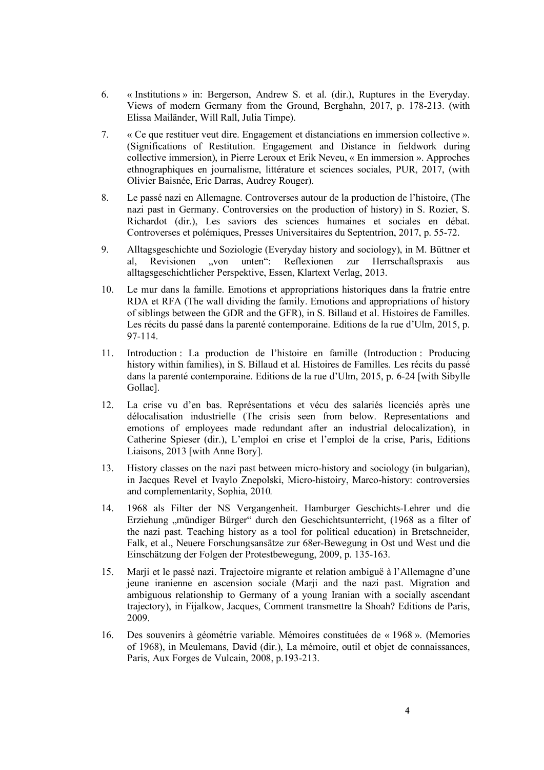6. « Institutions » in: Bergerson, Andrew S. et al. (dir.), Ruptures in the Everyday. Views of modern Germany from the Ground, Berghahn, 2017, p. 178-213. (with Elissa Mailänder, Will Rall, Julia Timpe).

7. « Ce que restituer veut dire. Engagement et distanciations en immersion collective ». (Significations of Restitution. Engagement and Distance in fieldwork during collective immersion), in Pierre Leroux et Erik Neveu, « En immersion ». Approches ethnographiques en journalisme, littérature et sciences sociales, PUR, 2017, (with Olivier Baisnée, Eric Darras, Audrey Rouger).

8. Le passé nazi en Allemagne. Controverses autour de la production de l'histoire, (The nazi past in Germany. Controversies on the production of history) in S. Rozier, S. Richardot (dir.), Les saviors des sciences humaines et sociales en débat. Controverses et polémiques, Presses Universitaires du Septentrion, 2017, p. 55-72.

9. Alltagsgeschichte und Soziologie (Everyday history and sociology), in M. Büttner et al, Revisionen „von unten": Reflexionen zur Herrschaftspraxis aus alltagsgeschichtlicher Perspektive, Essen, Klartext Verlag, 2013.

10. Le mur dans la famille. Emotions et appropriations historiques dans la fratrie entre RDA et RFA (The wall dividing the family. Emotions and appropriations of history of siblings between the GDR and the GFR), in S. Billaud et al. Histoires de Familles. Les récits du passé dans la parenté contemporaine. Editions de la rue d'Ulm, 2015, p. 97-114.

11. Introduction : La production de l'histoire en famille (Introduction : Producing history within families), in S. Billaud et al. Histoires de Familles. Les récits du passé dans la parenté contemporaine. Editions de la rue d'Ulm, 2015, p. 6-24 [with Sibylle Gollac].

12. La crise vu d'en bas. Représentations et vécu des salariés licenciés après une délocalisation industrielle (The crisis seen from below. Representations and emotions of employees made redundant after an industrial delocalization), in Catherine Spieser (dir.), L'emploi en crise et l'emploi de la crise, Paris, Editions Liaisons, 2013 [with Anne Bory].

13. History classes on the nazi past between micro-history and sociology (in bulgarian), in Jacques Revel et Ivaylo Znepolski, Micro-histoiry, Marco-history: controversies and complementarity, Sophia, 2010.

14. 1968 als Filter der NS Vergangenheit. Hamburger Geschichts-Lehrer und die Erziehung „mündiger Bürger" durch den Geschichtsunterricht, (1968 as a filter of the nazi past. Teaching history as a tool for political education) in Bretschneider, Falk, et al., Neuere Forschungsansätze zur 68er-Bewegung in Ost und West und die Einschätzung der Folgen der Protestbewegung, 2009, p. 135-163.

15. Marji et le passé nazi. Trajectoire migrante et relation ambiguë à l'Allemagne d'une jeune iranienne en ascension sociale (Marji and the nazi past. Migration and ambiguous relationship to Germany of a young Iranian with a socially ascendant trajectory), in Fijalkow, Jacques, Comment transmettre la Shoah? Editions de Paris, 2009.

16. Des souvenirs à géométrie variable. Mémoires constituées de « 1968 ». (Memories of 1968), in Meulemans, David (dir.), La mémoire, outil et objet de connaissances, Paris, Aux Forges de Vulcain, 2008, p.193-213.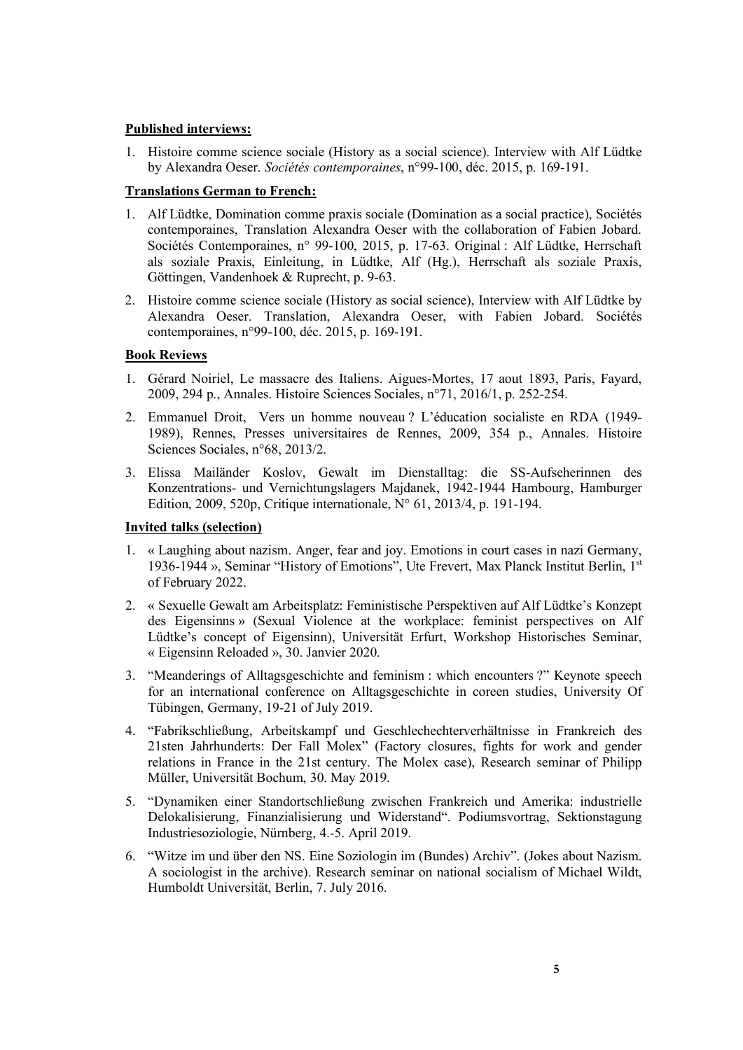**Published interviews:**

1. Histoire comme science sociale (History as a social science). Interview with Alf Lüdtke by Alexandra Oeser. *Sociétés contemporaines*, n°99-100, déc. 2015, p. 169-191.

**Translations German to French:**

1. Alf Lüdtke, Domination comme praxis sociale (Domination as a social practice), Sociétés contemporaines, Translation Alexandra Oeser with the collaboration of Fabien Jobard. Sociétés Contemporaines, n° 99-100, 2015, p. 17-63. Original : Alf Lüdtke, Herrschaft als soziale Praxis, Einleitung, in Lüdtke, Alf (Hg.), Herrschaft als soziale Praxis, Göttingen, Vandenhoek & Ruprecht, p. 9-63.
2. Histoire comme science sociale (History as social science), Interview with Alf Lüdtke by Alexandra Oeser. Translation, Alexandra Oeser, with Fabien Jobard. Sociétés contemporaines, n°99-100, déc. 2015, p. 169-191.

**Book Reviews**

1. Gérard Noiriel, Le massacre des Italiens. Aigues-Mortes, 17 aout 1893, Paris, Fayard, 2009, 294 p., Annales. Histoire Sciences Sociales, n°71, 2016/1, p. 252-254.
2. Emmanuel Droit, Vers un homme nouveau ? L'éducation socialiste en RDA (1949-1989), Rennes, Presses universitaires de Rennes, 2009, 354 p., Annales. Histoire Sciences Sociales, n°68, 2013/2.
3. Elissa Mailänder Koslov, Gewalt im Dienstalltag: die SS-Aufseherinnen des Konzentrations- und Vernichtungslagers Majdanek, 1942-1944 Hambourg, Hamburger Edition, 2009, 520p, Critique internationale, N° 61, 2013/4, p. 191-194.

**Invited talks (selection)**

1. « Laughing about nazism. Anger, fear and joy. Emotions in court cases in nazi Germany, 1936-1944 », Seminar "History of Emotions", Ute Frevert, Max Planck Institut Berlin, 1st of February 2022.
2. « Sexuelle Gewalt am Arbeitsplatz: Feministische Perspektiven auf Alf Lüdtke's Konzept des Eigensinns » (Sexual Violence at the workplace: feminist perspectives on Alf Lüdtke's concept of Eigensinn), Universität Erfurt, Workshop Historisches Seminar, « Eigensinn Reloaded », 30. Janvier 2020.
3. "Meanderings of Alltagsgeschichte and feminism : which encounters ?" Keynote speech for an international conference on Alltagsgeschichte in coreen studies, University Of Tübingen, Germany, 19-21 of July 2019.
4. "Fabrikschließung, Arbeitskampf und Geschlechterverhältnisse in Frankreich des 21sten Jahrhunderts: Der Fall Molex" (Factory closures, fights for work and gender relations in France in the 21st century. The Molex case), Research seminar of Philipp Müller, Universität Bochum, 30. May 2019.
5. "Dynamiken einer Standortschließung zwischen Frankreich und Amerika: industrielle Delokalisierung, Finanzialisierung und Widerstand". Podiumsvortrag, Sektionstagung Industriesoziologie, Nürnberg, 4.-5. April 2019.
6. "Witze im und über den NS. Eine Soziologin im (Bundes) Archiv". (Jokes about Nazism. A sociologist in the archive). Research seminar on national socialism of Michael Wildt, Humboldt Universität, Berlin, 7. July 2016.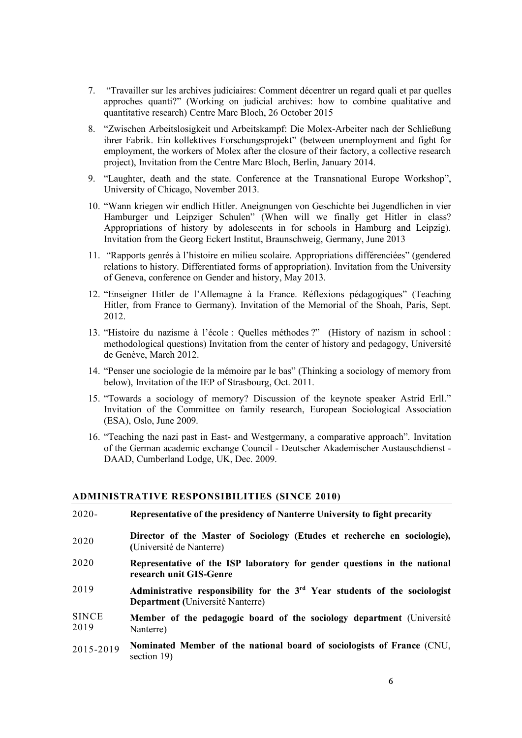7. "Travailler sur les archives judiciaires: Comment décentrer un regard quali et par quelles approches quanti?" (Working on judicial archives: how to combine qualitative and quantitative research) Centre Marc Bloch, 26 October 2015

8. "Zwischen Arbeitslosigkeit und Arbeitskampf: Die Molex-Arbeiter nach der Schließung ihrer Fabrik. Ein kollektives Forschungsprojekt" (between unemployment and fight for employment, the workers of Molex after the closure of their factory, a collective research project), Invitation from the Centre Marc Bloch, Berlin, January 2014.

9. "Laughter, death and the state. Conference at the Transnational Europe Workshop", University of Chicago, November 2013.

10. "Wann kriegen wir endlich Hitler. Aneignungen von Geschichte bei Jugendlichen in vier Hamburger und Leipziger Schulen" (When will we finally get Hitler in class? Appropriations of history by adolescents in for schools in Hamburg and Leipzig). Invitation from the Georg Eckert Institut, Braunschweig, Germany, June 2013

11. "Rapports genrés à l'histoire en milieu scolaire. Appropriations différenciées" (gendered relations to history. Differentiated forms of appropriation). Invitation from the University of Geneva, conference on Gender and history, May 2013.

12. "Enseigner Hitler de l'Allemagne à la France. Réflexions pédagogiques" (Teaching Hitler, from France to Germany). Invitation of the Memorial of the Shoah, Paris, Sept. 2012.

13. "Histoire du nazisme à l'école : Quelles méthodes ?" (History of nazism in school : methodological questions) Invitation from the center of history and pedagogy, Université de Genève, March 2012.

14. "Penser une sociologie de la mémoire par le bas" (Thinking a sociology of memory from below), Invitation of the IEP of Strasbourg, Oct. 2011.

15. "Towards a sociology of memory? Discussion of the keynote speaker Astrid Erll." Invitation of the Committee on family research, European Sociological Association (ESA), Oslo, June 2009.

16. "Teaching the nazi past in East- and Westgermany, a comparative approach". Invitation of the German academic exchange Council - Deutscher Akademischer Austauschdienst - DAAD, Cumberland Lodge, UK, Dec. 2009.

## ADMINISTRATIVE RESPONSIBILITIES (SINCE 2010)

| | |
|---|---|
| 2020- | **Representative of the presidency of Nanterre University to fight precarity** |
| 2020 | **Director of the Master of Sociology (Etudes et recherche en sociologie), (**Université de Nanterre) |
| 2020 | **Representative of the ISP laboratory for gender questions in the national research unit GIS-Genre** |
| 2019 | **Administrative responsibility for the 3rd Year students of the sociologist Department (**Université Nanterre) |
| SINCE 2019 | **Member of the pedagogic board of the sociology department** (Université Nanterre) |
| 2015-2019 | **Nominated Member of the national board of sociologists of France** (CNU, section 19) |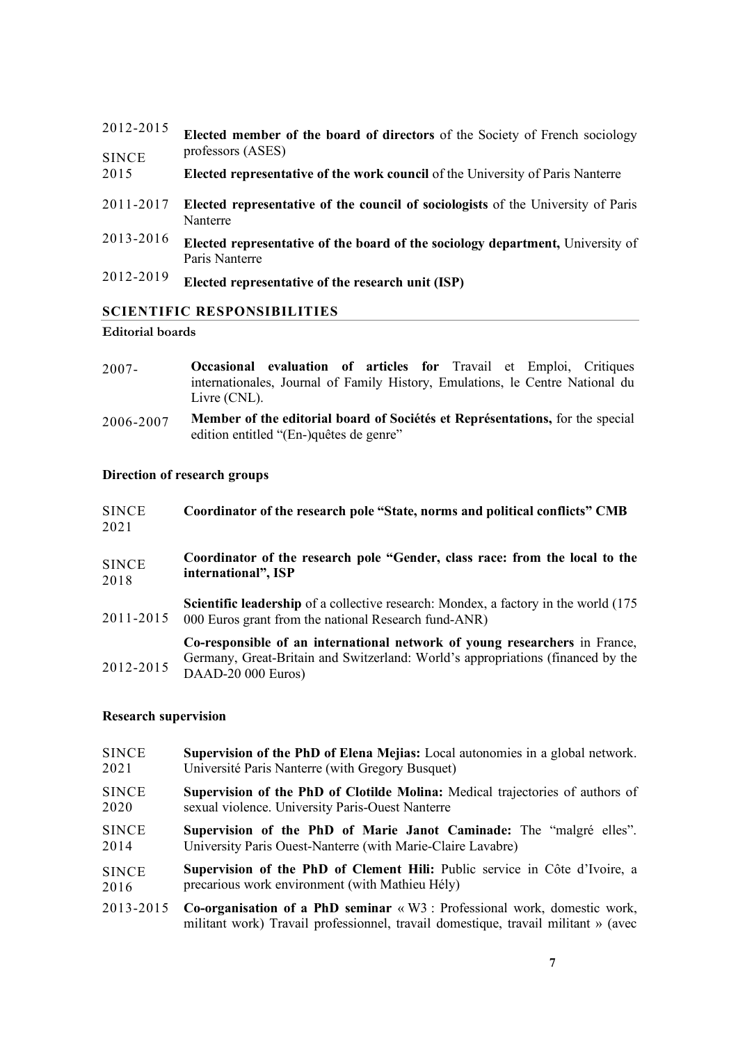2012-2015 **Elected member of the board of directors** of the Society of French sociology professors (ASES)

SINCE 2015 **Elected representative of the work council** of the University of Paris Nanterre

2011-2017 **Elected representative of the council of sociologists** of the University of Paris Nanterre

2013-2016 **Elected representative of the board of the sociology department,** University of Paris Nanterre

2012-2019 **Elected representative of the research unit (ISP)**

## SCIENTIFIC RESPONSIBILITIES

### Editorial boards

2007- **Occasional evaluation of articles for** Travail et Emploi, Critiques internationales, Journal of Family History, Emulations, le Centre National du Livre (CNL).

2006-2007 **Member of the editorial board of Sociétés et Représentations,** for the special edition entitled "(En-)quêtes de genre"

### Direction of research groups

SINCE 2021 **Coordinator of the research pole "State, norms and political conflicts" CMB**

SINCE 2018 **Coordinator of the research pole "Gender, class race: from the local to the international", ISP**

2011-2015 **Scientific leadership** of a collective research: Mondex, a factory in the world (175 000 Euros grant from the national Research fund-ANR)

2012-2015 **Co-responsible of an international network of young researchers** in France, Germany, Great-Britain and Switzerland: World's appropriations (financed by the DAAD-20 000 Euros)

### Research supervision

SINCE 2021 **Supervision of the PhD of Elena Mejias:** Local autonomies in a global network. Université Paris Nanterre (with Gregory Busquet)

SINCE 2020 **Supervision of the PhD of Clotilde Molina:** Medical trajectories of authors of sexual violence. University Paris-Ouest Nanterre

SINCE 2014 **Supervision of the PhD of Marie Janot Caminade:** The "malgré elles". University Paris Ouest-Nanterre (with Marie-Claire Lavabre)

SINCE 2016 **Supervision of the PhD of Clement Hili:** Public service in Côte d'Ivoire, a precarious work environment (with Mathieu Hély)

2013-2015 **Co-organisation of a PhD seminar** « W3 : Professional work, domestic work, militant work) Travail professionnel, travail domestique, travail militant » (avec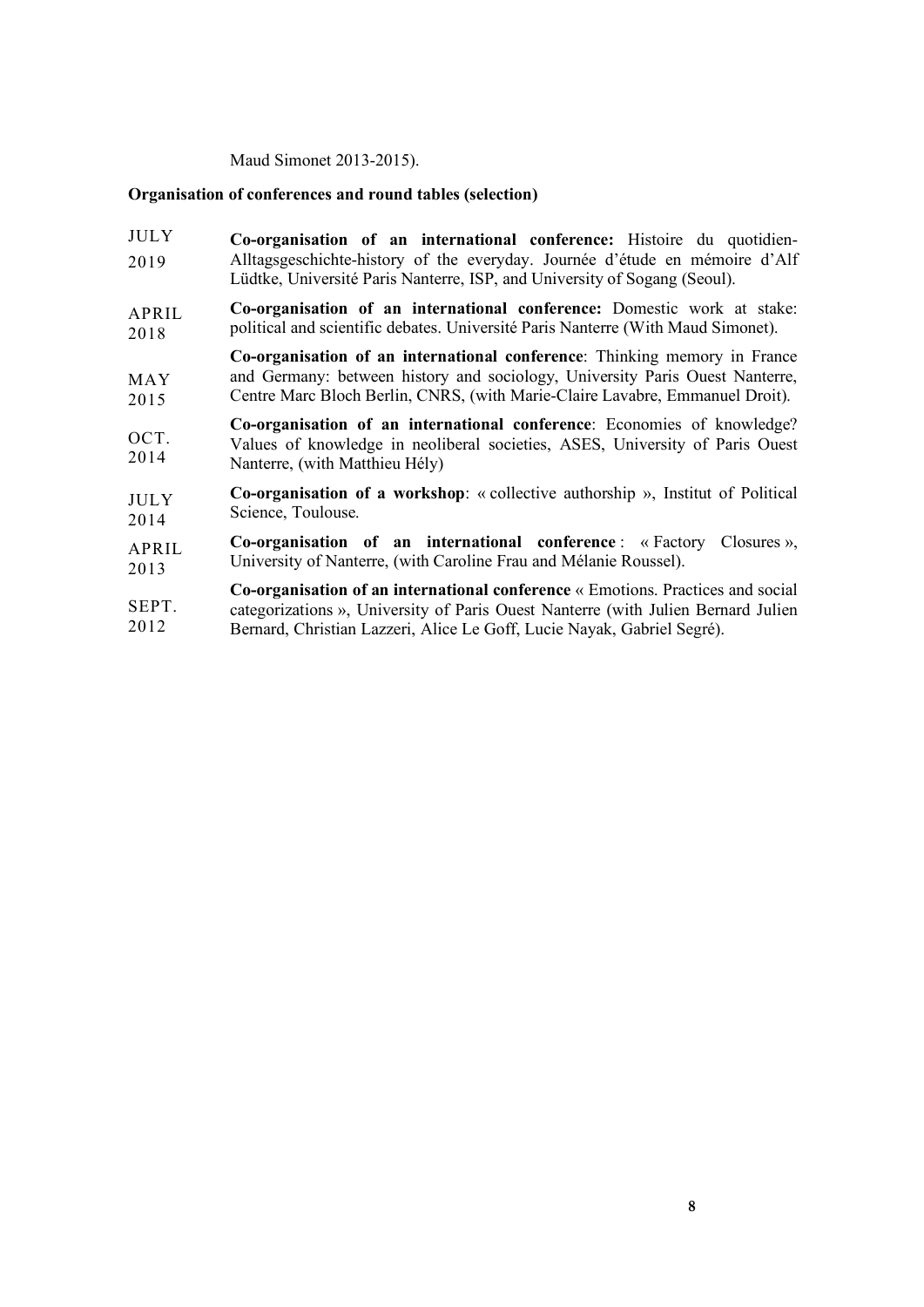Maud Simonet 2013-2015).

**Organisation of conferences and round tables (selection)**

| | |
|---|---|
| JULY 2019 | **Co-organisation of an international conference:** Histoire du quotidien-Alltagsgeschichte-history of the everyday. Journée d'étude en mémoire d'Alf Lüdtke, Université Paris Nanterre, ISP, and University of Sogang (Seoul). |
| APRIL 2018 | **Co-organisation of an international conference:** Domestic work at stake: political and scientific debates. Université Paris Nanterre (With Maud Simonet). |
| MAY 2015 | **Co-organisation of an international conference**: Thinking memory in France and Germany: between history and sociology, University Paris Ouest Nanterre, Centre Marc Bloch Berlin, CNRS, (with Marie-Claire Lavabre, Emmanuel Droit). |
| OCT. 2014 | **Co-organisation of an international conference**: Economies of knowledge? Values of knowledge in neoliberal societies, ASES, University of Paris Ouest Nanterre, (with Matthieu Hély) |
| JULY 2014 | **Co-organisation of a workshop**: « collective authorship », Institut of Political Science, Toulouse. |
| APRIL 2013 | **Co-organisation of an international conference** : « Factory Closures », University of Nanterre, (with Caroline Frau and Mélanie Roussel). |
| SEPT. 2012 | **Co-organisation of an international conference** « Emotions. Practices and social categorizations », University of Paris Ouest Nanterre (with Julien Bernard Julien Bernard, Christian Lazzeri, Alice Le Goff, Lucie Nayak, Gabriel Segré). |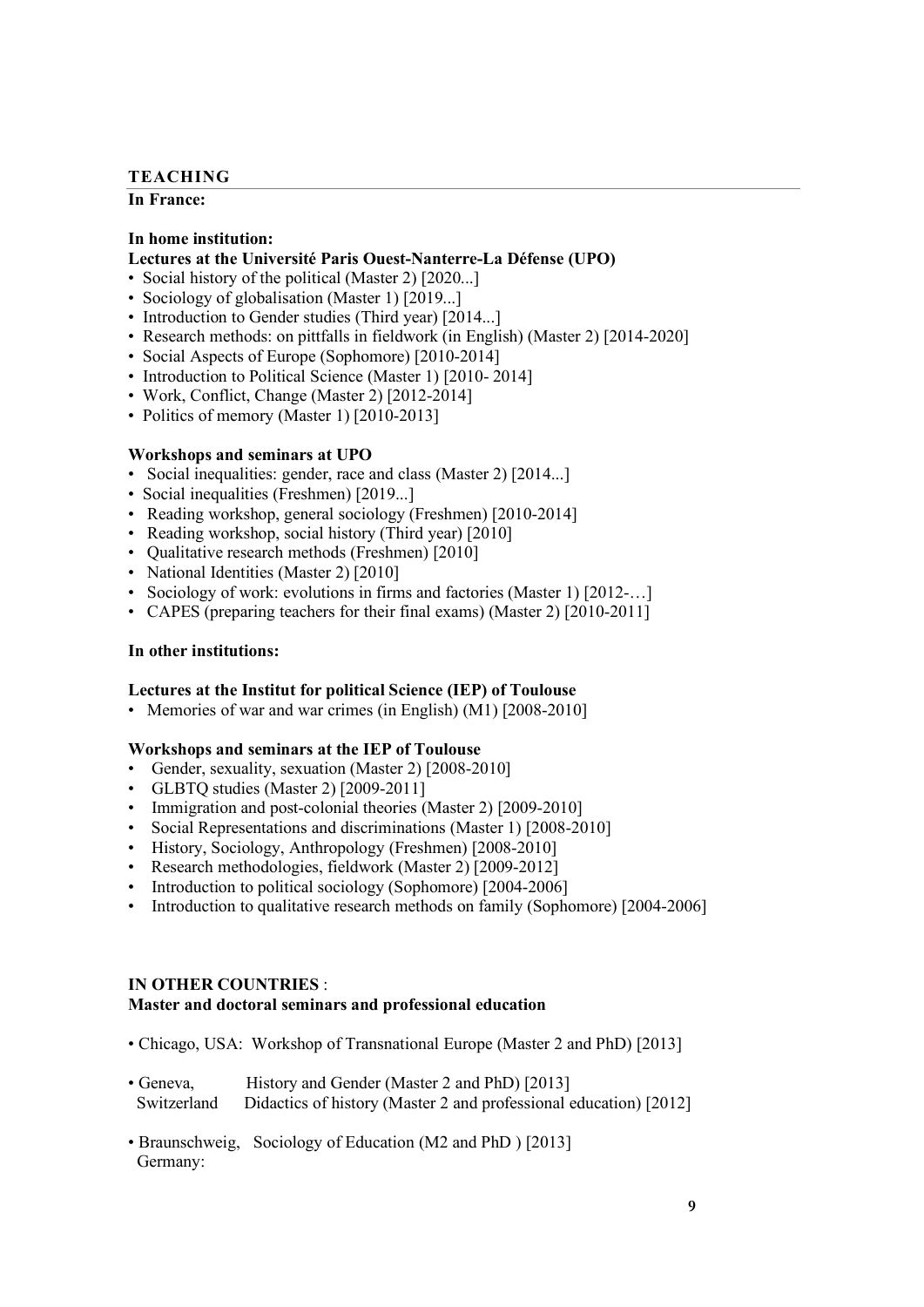## TEACHING

**In France:**

**In home institution:**

**Lectures at the Université Paris Ouest-Nanterre-La Défense (UPO)**

- Social history of the political (Master 2) [2020...]
- Sociology of globalisation (Master 1) [2019...]
- Introduction to Gender studies (Third year) [2014...]
- Research methods: on pittfalls in fieldwork (in English) (Master 2) [2014-2020]
- Social Aspects of Europe (Sophomore) [2010-2014]
- Introduction to Political Science (Master 1) [2010- 2014]
- Work, Conflict, Change (Master 2) [2012-2014]
- Politics of memory (Master 1) [2010-2013]

**Workshops and seminars at UPO**

- Social inequalities: gender, race and class (Master 2) [2014...]
- Social inequalities (Freshmen) [2019...]
- Reading workshop, general sociology (Freshmen) [2010-2014]
- Reading workshop, social history (Third year) [2010]
- Qualitative research methods (Freshmen) [2010]
- National Identities (Master 2) [2010]
- Sociology of work: evolutions in firms and factories (Master 1) [2012-…]
- CAPES (preparing teachers for their final exams) (Master 2) [2010-2011]

**In other institutions:**

**Lectures at the Institut for political Science (IEP) of Toulouse**

- Memories of war and war crimes (in English) (M1) [2008-2010]

**Workshops and seminars at the IEP of Toulouse**

- Gender, sexuality, sexuation (Master 2) [2008-2010]
- GLBTQ studies (Master 2) [2009-2011]
- Immigration and post-colonial theories (Master 2) [2009-2010]
- Social Representations and discriminations (Master 1) [2008-2010]
- History, Sociology, Anthropology (Freshmen) [2008-2010]
- Research methodologies, fieldwork (Master 2) [2009-2012]
- Introduction to political sociology (Sophomore) [2004-2006]
- Introduction to qualitative research methods on family (Sophomore) [2004-2006]

**IN OTHER COUNTRIES** :

**Master and doctoral seminars and professional education**

- Chicago, USA: Workshop of Transnational Europe (Master 2 and PhD) [2013]
- Geneva, Switzerland
  - History and Gender (Master 2 and PhD) [2013]
  - Didactics of history (Master 2 and professional education) [2012]
- Braunschweig, Germany: Sociology of Education (M2 and PhD ) [2013]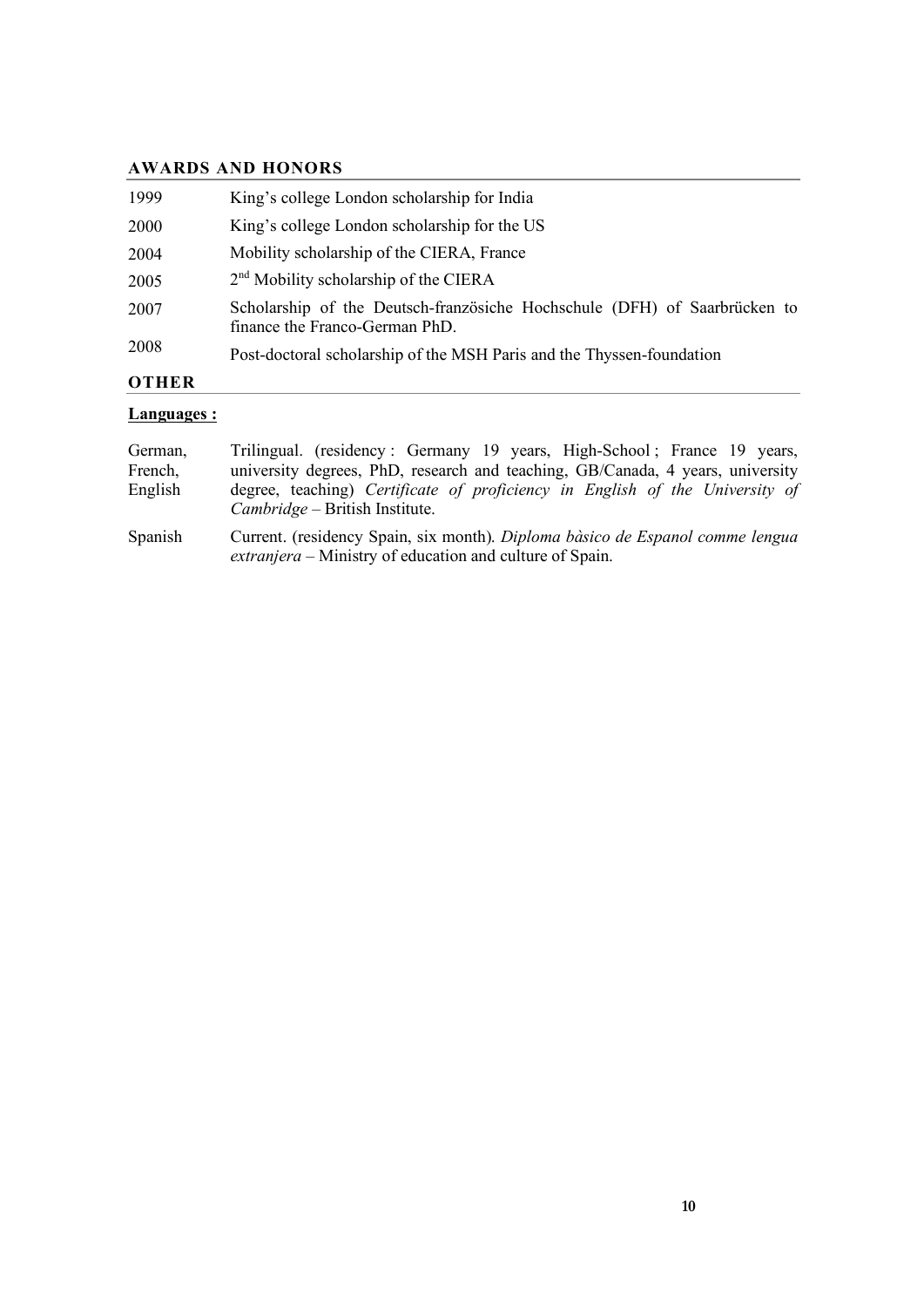## AWARDS AND HONORS

| | |
|---|---|
| 1999 | King's college London scholarship for India |
| 2000 | King's college London scholarship for the US |
| 2004 | Mobility scholarship of the CIERA, France |
| 2005 | 2nd Mobility scholarship of the CIERA |
| 2007 | Scholarship of the Deutsch-französiche Hochschule (DFH) of Saarbrücken to finance the Franco-German PhD. |
| 2008 | Post-doctoral scholarship of the MSH Paris and the Thyssen-foundation |

## OTHER

**Languages :**

| | |
|---|---|
| German, French, English | Trilingual. (residency : Germany 19 years, High-School ; France 19 years, university degrees, PhD, research and teaching, GB/Canada, 4 years, university degree, teaching) *Certificate of proficiency in English of the University of Cambridge* – British Institute. |
| Spanish | Current. (residency Spain, six month). *Diploma bàsico de Espanol comme lengua extranjera* – Ministry of education and culture of Spain. |